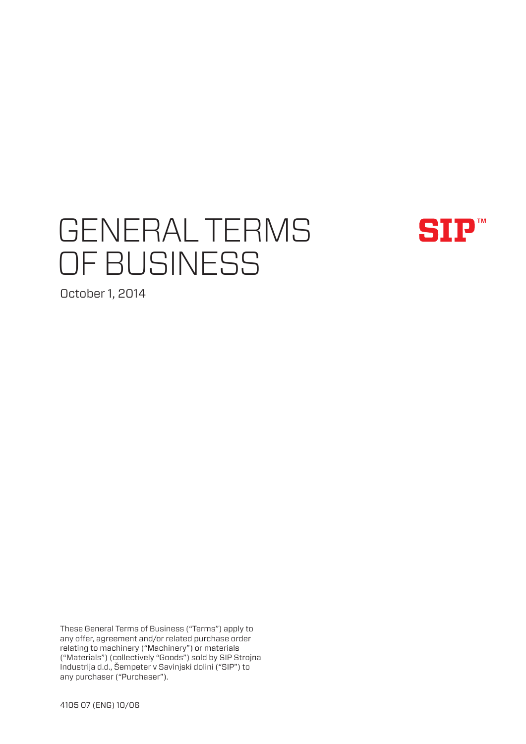# GENERAL TERMS OF BUSINESS

SIP™

October 1, 2014

These General Terms of Business ("Terms") apply to any offer, agreement and/or related purchase order relating to machinery ("Machinery") or materials ("Materials") (collectively "Goods") sold by SIP Strojna Industrija d.d., Šempeter v Savinjski dolini ("SIP") to any purchaser ("Purchaser").

4105 07 (ENG) 10/06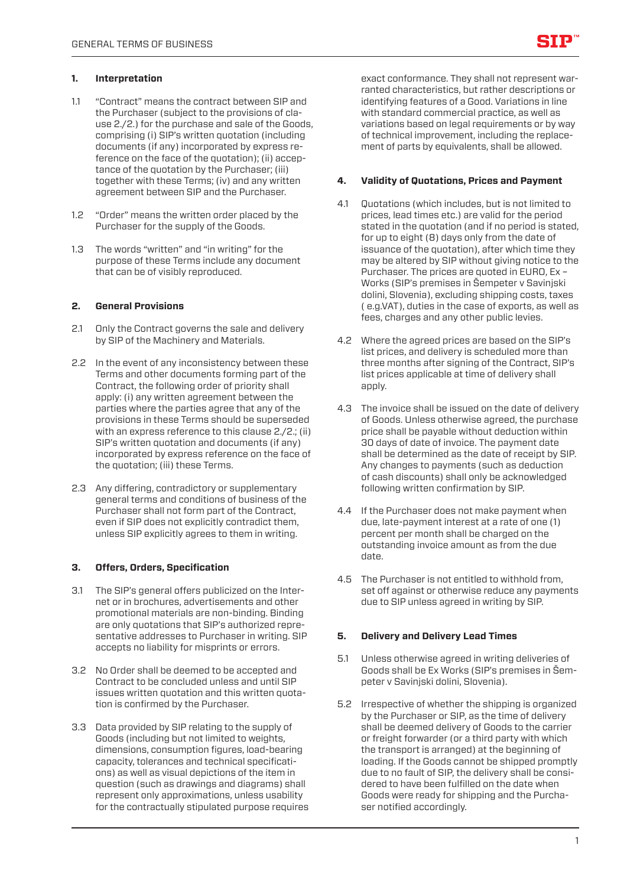## 1. Interpretation

1.1 "Contract" means the contract between SIP and the Purchaser (subject to the provisions of clause 2./2.) for the purchase and sale of the Goods, comprising (i) SIP's written quotation (including documents (if any) incorporated by express reference on the face of the quotation); (ii) acceptance of the quotation by the Purchaser; (iii) together with these Terms; (iv) and any written agreement between SIP and the Purchaser.

1.2 "Order" means the written order placed by the Purchaser for the supply of the Goods.

1.3 The words "written" and "in writing" for the purpose of these Terms include any document that can be of visibly reproduced.

## 2. General Provisions

2.1 Only the Contract governs the sale and delivery by SIP of the Machinery and Materials.

2.2 In the event of any inconsistency between these Terms and other documents forming part of the Contract, the following order of priority shall apply: (i) any written agreement between the parties where the parties agree that any of the provisions in these Terms should be superseded with an express reference to this clause 2./2.; (ii) SIP's written quotation and documents (if any) incorporated by express reference on the face of the quotation; (iii) these Terms.

2.3 Any differing, contradictory or supplementary general terms and conditions of business of the Purchaser shall not form part of the Contract, even if SIP does not explicitly contradict them, unless SIP explicitly agrees to them in writing.

## 3. Offers, Orders, Specification

3.1 The SIP's general offers publicized on the Internet or in brochures, advertisements and other promotional materials are non-binding. Binding are only quotations that SIP's authorized representative addresses to Purchaser in writing. SIP accepts no liability for misprints or errors.

3.2 No Order shall be deemed to be accepted and Contract to be concluded unless and until SIP issues written quotation and this written quotation is confirmed by the Purchaser.

3.3 Data provided by SIP relating to the supply of Goods (including but not limited to weights, dimensions, consumption figures, load-bearing capacity, tolerances and technical specifications) as well as visual depictions of the item in question (such as drawings and diagrams) shall represent only approximations, unless usability for the contractually stipulated purpose requires exact conformance. They shall not represent warranted characteristics, but rather descriptions or identifying features of a Good. Variations in line with standard commercial practice, as well as variations based on legal requirements or by way of technical improvement, including the replacement of parts by equivalents, shall be allowed.

## 4. Validity of Quotations, Prices and Payment

4.1 Quotations (which includes, but is not limited to prices, lead times etc.) are valid for the period stated in the quotation (and if no period is stated, for up to eight (8) days only from the date of issuance of the quotation), after which time they may be altered by SIP without giving notice to the Purchaser. The prices are quoted in EURO, Ex – Works (SIP's premises in Šempeter v Savinjski dolini, Slovenia), excluding shipping costs, taxes ( e.g.VAT), duties in the case of exports, as well as fees, charges and any other public levies.

4.2 Where the agreed prices are based on the SIP's list prices, and delivery is scheduled more than three months after signing of the Contract, SIP's list prices applicable at time of delivery shall apply.

4.3 The invoice shall be issued on the date of delivery of Goods. Unless otherwise agreed, the purchase price shall be payable without deduction within 30 days of date of invoice. The payment date shall be determined as the date of receipt by SIP. Any changes to payments (such as deduction of cash discounts) shall only be acknowledged following written confirmation by SIP.

4.4 If the Purchaser does not make payment when due, late-payment interest at a rate of one (1) percent per month shall be charged on the outstanding invoice amount as from the due date.

4.5 The Purchaser is not entitled to withhold from, set off against or otherwise reduce any payments due to SIP unless agreed in writing by SIP.

## 5. Delivery and Delivery Lead Times

5.1 Unless otherwise agreed in writing deliveries of Goods shall be Ex Works (SIP's premises in Šempeter v Savinjski dolini, Slovenia).

5.2 Irrespective of whether the shipping is organized by the Purchaser or SIP, as the time of delivery shall be deemed delivery of Goods to the carrier or freight forwarder (or a third party with which the transport is arranged) at the beginning of loading. If the Goods cannot be shipped promptly due to no fault of SIP, the delivery shall be considered to have been fulfilled on the date when Goods were ready for shipping and the Purchaser notified accordingly.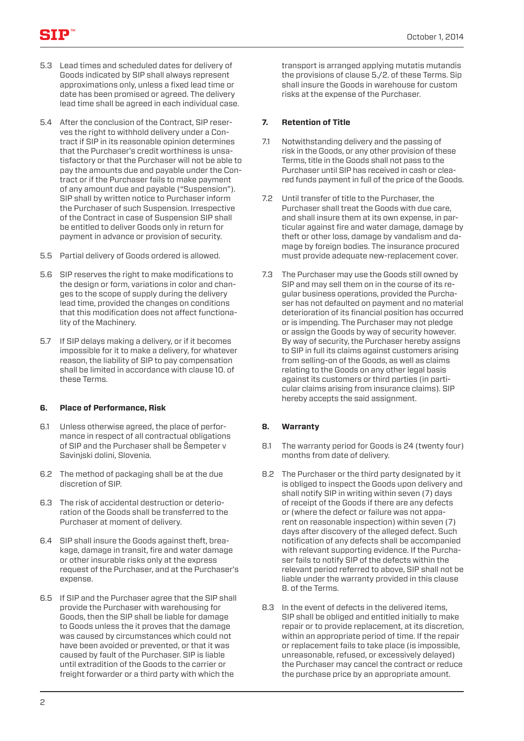5.3 Lead times and scheduled dates for delivery of Goods indicated by SIP shall always represent approximations only, unless a fixed lead time or date has been promised or agreed. The delivery lead time shall be agreed in each individual case.

5.4 After the conclusion of the Contract, SIP reserves the right to withhold delivery under a Contract if SIP in its reasonable opinion determines that the Purchaser's credit worthiness is unsatisfactory or that the Purchaser will not be able to pay the amounts due and payable under the Contract or if the Purchaser fails to make payment of any amount due and payable ("Suspension"). SIP shall by written notice to Purchaser inform the Purchaser of such Suspension. Irrespective of the Contract in case of Suspension SIP shall be entitled to deliver Goods only in return for payment in advance or provision of security.

5.5 Partial delivery of Goods ordered is allowed.

5.6 SIP reserves the right to make modifications to the design or form, variations in color and changes to the scope of supply during the delivery lead time, provided the changes on conditions that this modification does not affect functionality of the Machinery.

5.7 If SIP delays making a delivery, or if it becomes impossible for it to make a delivery, for whatever reason, the liability of SIP to pay compensation shall be limited in accordance with clause 10. of these Terms.

### 6. Place of Performance, Risk

6.1 Unless otherwise agreed, the place of performance in respect of all contractual obligations of SIP and the Purchaser shall be Šempeter v Savinjski dolini, Slovenia.

6.2 The method of packaging shall be at the due discretion of SIP.

6.3 The risk of accidental destruction or deterioration of the Goods shall be transferred to the Purchaser at moment of delivery.

6.4 SIP shall insure the Goods against theft, breakage, damage in transit, fire and water damage or other insurable risks only at the express request of the Purchaser, and at the Purchaser's expense.

6.5 If SIP and the Purchaser agree that the SIP shall provide the Purchaser with warehousing for Goods, then the SIP shall be liable for damage to Goods unless the it proves that the damage was caused by circumstances which could not have been avoided or prevented, or that it was caused by fault of the Purchaser. SIP is liable until extradition of the Goods to the carrier or freight forwarder or a third party with which the transport is arranged applying mutatis mutandis the provisions of clause 5./2. of these Terms. Sip shall insure the Goods in warehouse for custom risks at the expense of the Purchaser.

### 7. Retention of Title

7.1 Notwithstanding delivery and the passing of risk in the Goods, or any other provision of these Terms, title in the Goods shall not pass to the Purchaser until SIP has received in cash or cleared funds payment in full of the price of the Goods.

7.2 Until transfer of title to the Purchaser, the Purchaser shall treat the Goods with due care, and shall insure them at its own expense, in particular against fire and water damage, damage by theft or other loss, damage by vandalism and damage by foreign bodies. The insurance procured must provide adequate new-replacement cover.

7.3 The Purchaser may use the Goods still owned by SIP and may sell them on in the course of its regular business operations, provided the Purchaser has not defaulted on payment and no material deterioration of its financial position has occurred or is impending. The Purchaser may not pledge or assign the Goods by way of security however. By way of security, the Purchaser hereby assigns to SIP in full its claims against customers arising from selling-on of the Goods, as well as claims relating to the Goods on any other legal basis against its customers or third parties (in particular claims arising from insurance claims). SIP hereby accepts the said assignment.

### 8. Warranty

8.1 The warranty period for Goods is 24 (twenty four) months from date of delivery.

8.2 The Purchaser or the third party designated by it is obliged to inspect the Goods upon delivery and shall notify SIP in writing within seven (7) days of receipt of the Goods if there are any defects or (where the defect or failure was not apparent on reasonable inspection) within seven (7) days after discovery of the alleged defect. Such notification of any defects shall be accompanied with relevant supporting evidence. If the Purchaser fails to notify SIP of the defects within the relevant period referred to above, SIP shall not be liable under the warranty provided in this clause 8. of the Terms.

8.3 In the event of defects in the delivered items, SIP shall be obliged and entitled initially to make repair or to provide replacement, at its discretion, within an appropriate period of time. If the repair or replacement fails to take place (is impossible, unreasonable, refused, or excessively delayed) the Purchaser may cancel the contract or reduce the purchase price by an appropriate amount.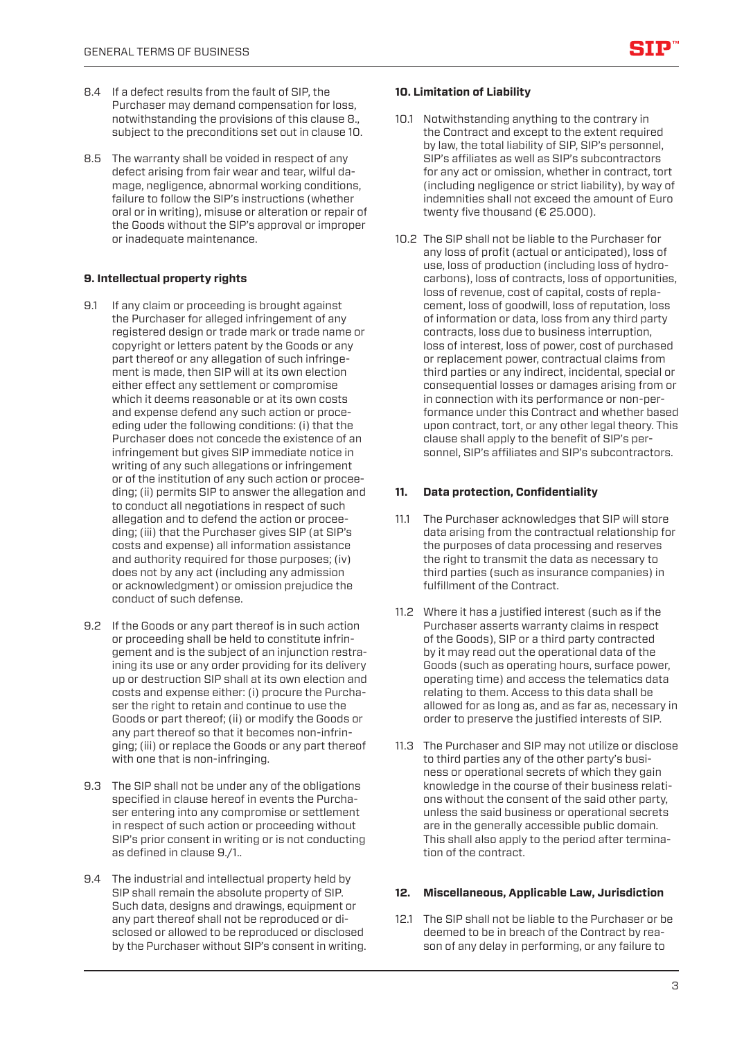8.4 If a defect results from the fault of SIP, the Purchaser may demand compensation for loss, notwithstanding the provisions of this clause 8., subject to the preconditions set out in clause 10.

8.5 The warranty shall be voided in respect of any defect arising from fair wear and tear, wilful damage, negligence, abnormal working conditions, failure to follow the SIP's instructions (whether oral or in writing), misuse or alteration or repair of the Goods without the SIP's approval or improper or inadequate maintenance.

**9. Intellectual property rights**

9.1 If any claim or proceeding is brought against the Purchaser for alleged infringement of any registered design or trade mark or trade name or copyright or letters patent by the Goods or any part thereof or any allegation of such infringement is made, then SIP will at its own election either effect any settlement or compromise which it deems reasonable or at its own costs and expense defend any such action or proceeding uder the following conditions: (i) that the Purchaser does not concede the existence of an infringement but gives SIP immediate notice in writing of any such allegations or infringement or of the institution of any such action or proceeding; (ii) permits SIP to answer the allegation and to conduct all negotiations in respect of such allegation and to defend the action or proceeding; (iii) that the Purchaser gives SIP (at SIP's costs and expense) all information assistance and authority required for those purposes; (iv) does not by any act (including any admission or acknowledgment) or omission prejudice the conduct of such defense.

9.2 If the Goods or any part thereof is in such action or proceeding shall be held to constitute infringement and is the subject of an injunction restraining its use or any order providing for its delivery up or destruction SIP shall at its own election and costs and expense either: (i) procure the Purchaser the right to retain and continue to use the Goods or part thereof; (ii) or modify the Goods or any part thereof so that it becomes non-infringing; (iii) or replace the Goods or any part thereof with one that is non-infringing.

9.3 The SIP shall not be under any of the obligations specified in clause hereof in events the Purchaser entering into any compromise or settlement in respect of such action or proceeding without SIP's prior consent in writing or is not conducting as defined in clause 9./1..

9.4 The industrial and intellectual property held by SIP shall remain the absolute property of SIP. Such data, designs and drawings, equipment or any part thereof shall not be reproduced or disclosed or allowed to be reproduced or disclosed by the Purchaser without SIP's consent in writing.

**10. Limitation of Liability**

10.1 Notwithstanding anything to the contrary in the Contract and except to the extent required by law, the total liability of SIP, SIP's personnel, SIP's affiliates as well as SIP's subcontractors for any act or omission, whether in contract, tort (including negligence or strict liability), by way of indemnities shall not exceed the amount of Euro twenty five thousand (€ 25.000).

10.2 The SIP shall not be liable to the Purchaser for any loss of profit (actual or anticipated), loss of use, loss of production (including loss of hydrocarbons), loss of contracts, loss of opportunities, loss of revenue, cost of capital, costs of replacement, loss of goodwill, loss of reputation, loss of information or data, loss from any third party contracts, loss due to business interruption, loss of interest, loss of power, cost of purchased or replacement power, contractual claims from third parties or any indirect, incidental, special or consequential losses or damages arising from or in connection with its performance or non-performance under this Contract and whether based upon contract, tort, or any other legal theory. This clause shall apply to the benefit of SIP's personnel, SIP's affiliates and SIP's subcontractors.

**11. Data protection, Confidentiality**

11.1 The Purchaser acknowledges that SIP will store data arising from the contractual relationship for the purposes of data processing and reserves the right to transmit the data as necessary to third parties (such as insurance companies) in fulfillment of the Contract.

11.2 Where it has a justified interest (such as if the Purchaser asserts warranty claims in respect of the Goods), SIP or a third party contracted by it may read out the operational data of the Goods (such as operating hours, surface power, operating time) and access the telematics data relating to them. Access to this data shall be allowed for as long as, and as far as, necessary in order to preserve the justified interests of SIP.

11.3 The Purchaser and SIP may not utilize or disclose to third parties any of the other party's business or operational secrets of which they gain knowledge in the course of their business relations without the consent of the said other party, unless the said business or operational secrets are in the generally accessible public domain. This shall also apply to the period after termination of the contract.

**12. Miscellaneous, Applicable Law, Jurisdiction**

12.1 The SIP shall not be liable to the Purchaser or be deemed to be in breach of the Contract by reason of any delay in performing, or any failure to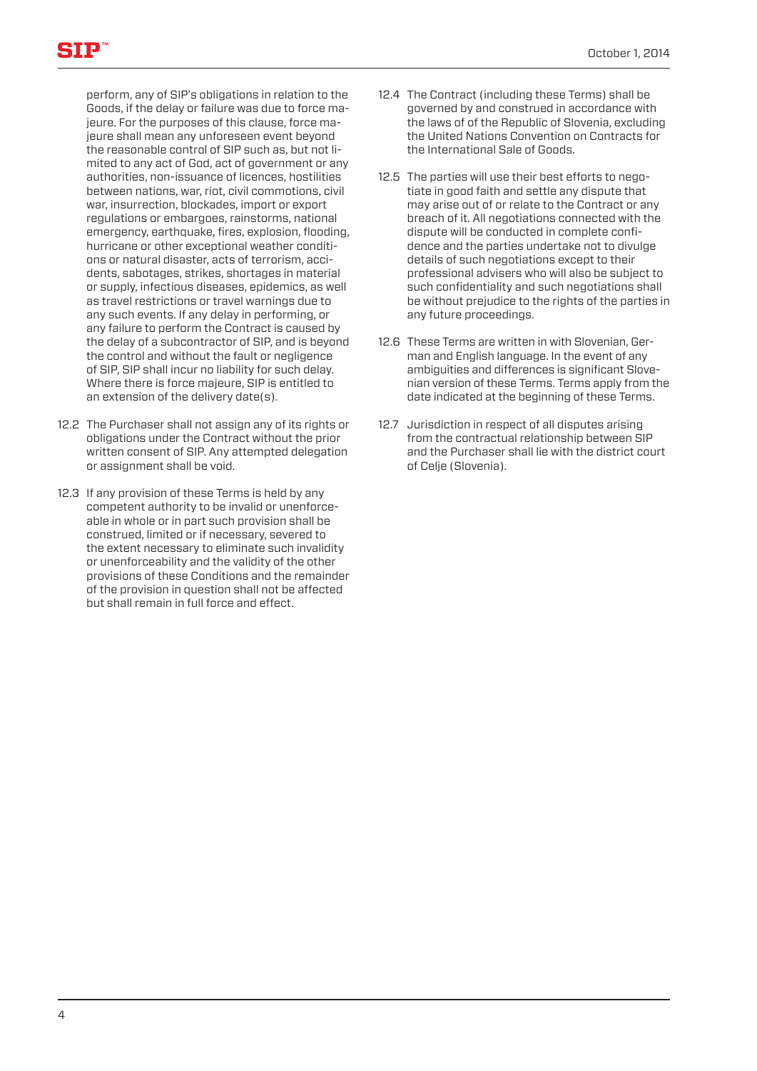perform, any of SIP's obligations in relation to the Goods, if the delay or failure was due to force majeure. For the purposes of this clause, force majeure shall mean any unforeseen event beyond the reasonable control of SIP such as, but not limited to any act of God, act of government or any authorities, non-issuance of licences, hostilities between nations, war, riot, civil commotions, civil war, insurrection, blockades, import or export regulations or embargoes, rainstorms, national emergency, earthquake, fires, explosion, flooding, hurricane or other exceptional weather conditions or natural disaster, acts of terrorism, accidents, sabotages, strikes, shortages in material or supply, infectious diseases, epidemics, as well as travel restrictions or travel warnings due to any such events. If any delay in performing, or any failure to perform the Contract is caused by the delay of a subcontractor of SIP, and is beyond the control and without the fault or negligence of SIP, SIP shall incur no liability for such delay. Where there is force majeure, SIP is entitled to an extension of the delivery date(s).

12.2 The Purchaser shall not assign any of its rights or obligations under the Contract without the prior written consent of SIP. Any attempted delegation or assignment shall be void.

12.3 If any provision of these Terms is held by any competent authority to be invalid or unenforceable in whole or in part such provision shall be construed, limited or if necessary, severed to the extent necessary to eliminate such invalidity or unenforceability and the validity of the other provisions of these Conditions and the remainder of the provision in question shall not be affected but shall remain in full force and effect.

12.4 The Contract (including these Terms) shall be governed by and construed in accordance with the laws of of the Republic of Slovenia, excluding the United Nations Convention on Contracts for the International Sale of Goods.

12.5 The parties will use their best efforts to negotiate in good faith and settle any dispute that may arise out of or relate to the Contract or any breach of it. All negotiations connected with the dispute will be conducted in complete confidence and the parties undertake not to divulge details of such negotiations except to their professional advisers who will also be subject to such confidentiality and such negotiations shall be without prejudice to the rights of the parties in any future proceedings.

12.6 These Terms are written in with Slovenian, German and English language. In the event of any ambiguities and differences is significant Slovenian version of these Terms. Terms apply from the date indicated at the beginning of these Terms.

12.7 Jurisdiction in respect of all disputes arising from the contractual relationship between SIP and the Purchaser shall lie with the district court of Celje (Slovenia).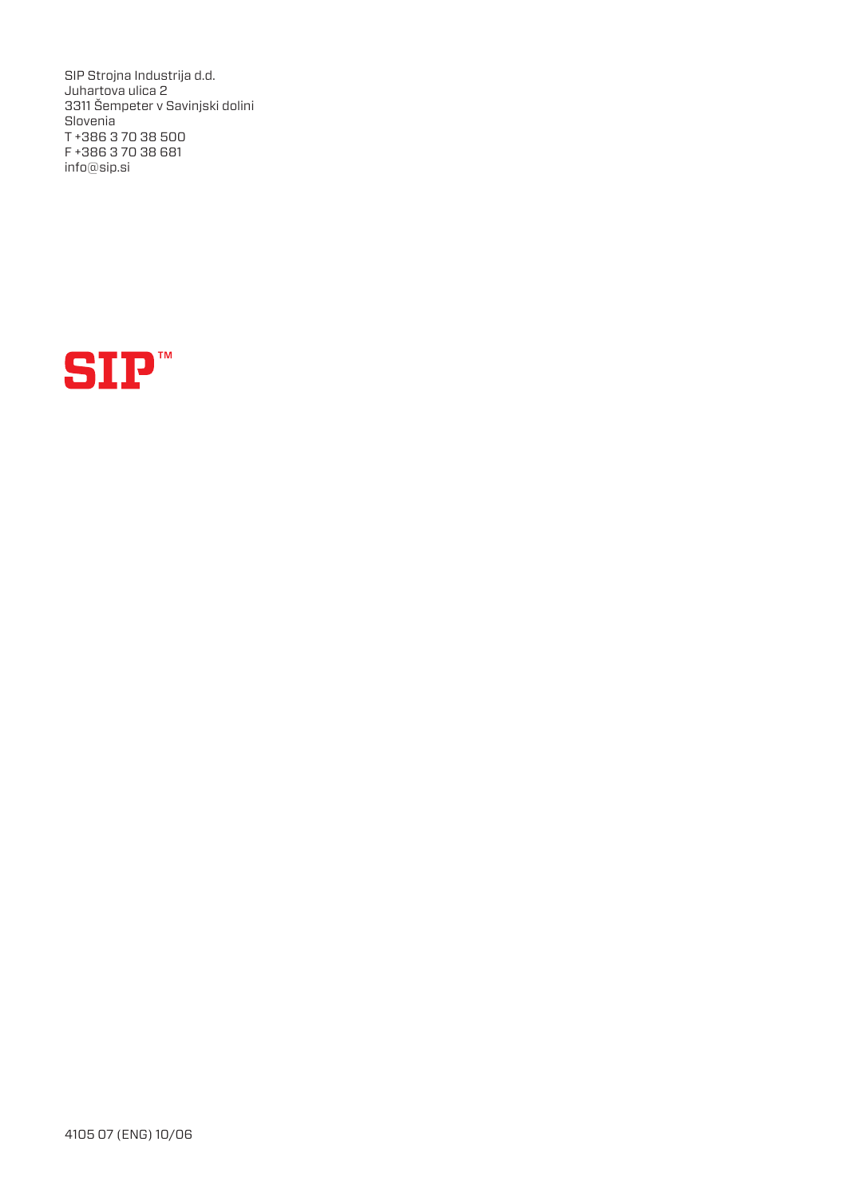SIP Strojna Industrija d.d.
Juhartova ulica 2
3311 Šempeter v Savinjski dolini
Slovenia
T +386 3 70 38 500
F +386 3 70 38 681
info@sip.si

SIP™

4105 07 (ENG) 10/06